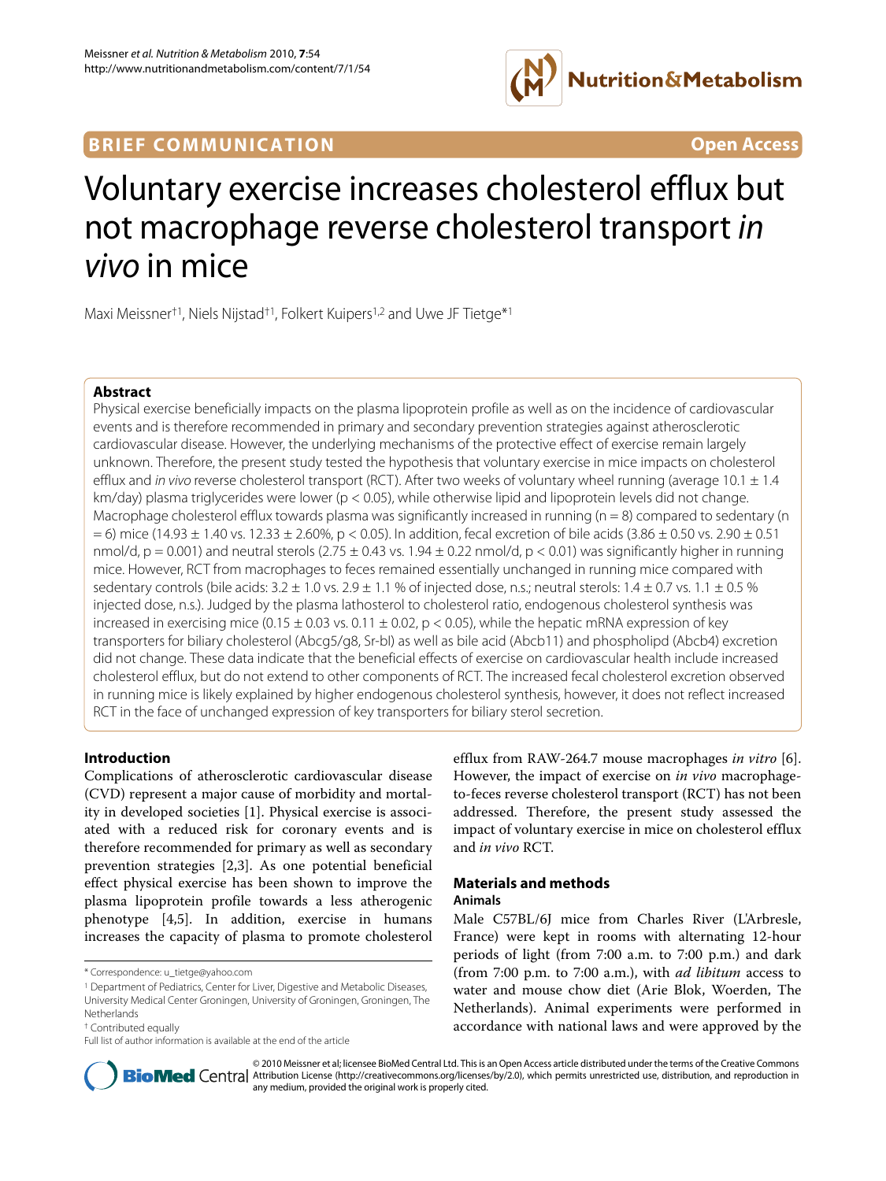**BRIEF COMMUNICATION** **Open Access**

# Voluntary exercise increases cholesterol efflux but not macrophage reverse cholesterol transport *in vivo* in mice

Maxi Meissner[†1], Niels Nijstad[†1], Folkert Kuipers[1,2] and Uwe JF Tietge*[1]

## Abstract

Physical exercise beneficially impacts on the plasma lipoprotein profile as well as on the incidence of cardiovascular events and is therefore recommended in primary and secondary prevention strategies against atherosclerotic cardiovascular disease. However, the underlying mechanisms of the protective effect of exercise remain largely unknown. Therefore, the present study tested the hypothesis that voluntary exercise in mice impacts on cholesterol efflux and *in vivo* reverse cholesterol transport (RCT). After two weeks of voluntary wheel running (average 10.1 ± 1.4 km/day) plasma triglycerides were lower ($p < 0.05$), while otherwise lipid and lipoprotein levels did not change. Macrophage cholesterol efflux towards plasma was significantly increased in running (n = 8) compared to sedentary (n = 6) mice (14.93 ± 1.40 vs. 12.33 ± 2.60%, $p < 0.05$). In addition, fecal excretion of bile acids (3.86 ± 0.50 vs. 2.90 ± 0.51 nmol/d, $p = 0.001$) and neutral sterols (2.75 ± 0.43 vs. 1.94 ± 0.22 nmol/d, $p < 0.01$) was significantly higher in running mice. However, RCT from macrophages to feces remained essentially unchanged in running mice compared with sedentary controls (bile acids: 3.2 ± 1.0 vs. 2.9 ± 1.1 % of injected dose, n.s.; neutral sterols: 1.4 ± 0.7 vs. 1.1 ± 0.5 % injected dose, n.s.). Judged by the plasma lathosterol to cholesterol ratio, endogenous cholesterol synthesis was increased in exercising mice (0.15 ± 0.03 vs. 0.11 ± 0.02, $p < 0.05$), while the hepatic mRNA expression of key transporters for biliary cholesterol (Abcg5/g8, Sr-bI) as well as bile acid (Abcb11) and phospholipd (Abcb4) excretion did not change. These data indicate that the beneficial effects of exercise on cardiovascular health include increased cholesterol efflux, but do not extend to other components of RCT. The increased fecal cholesterol excretion observed in running mice is likely explained by higher endogenous cholesterol synthesis, however, it does not reflect increased RCT in the face of unchanged expression of key transporters for biliary sterol secretion.

## Introduction

Complications of atherosclerotic cardiovascular disease (CVD) represent a major cause of morbidity and mortality in developed societies [1]. Physical exercise is associated with a reduced risk for coronary events and is therefore recommended for primary as well as secondary prevention strategies [2,3]. As one potential beneficial effect physical exercise has been shown to improve the plasma lipoprotein profile towards a less atherogenic phenotype [4,5]. In addition, exercise in humans increases the capacity of plasma to promote cholesterol efflux from RAW-264.7 mouse macrophages *in vitro* [6]. However, the impact of exercise on *in vivo* macrophage-to-feces reverse cholesterol transport (RCT) has not been addressed. Therefore, the present study assessed the impact of voluntary exercise in mice on cholesterol efflux and *in vivo* RCT.

## Materials and methods

### Animals

Male C57BL/6J mice from Charles River (L'Arbresle, France) were kept in rooms with alternating 12-hour periods of light (from 7:00 a.m. to 7:00 p.m.) and dark (from 7:00 p.m. to 7:00 a.m.), with *ad libitum* access to water and mouse chow diet (Arie Blok, Woerden, The Netherlands). Animal experiments were performed in accordance with national laws and were approved by the

\* Correspondence: u_tietge@yahoo.com

[1] Department of Pediatrics, Center for Liver, Digestive and Metabolic Diseases, University Medical Center Groningen, University of Groningen, Groningen, The Netherlands

[†] Contributed equally

Full list of author information is available at the end of the article

© 2010 Meissner et al; licensee BioMed Central Ltd. This is an Open Access article distributed under the terms of the Creative Commons Attribution License (http://creativecommons.org/licenses/by/2.0), which permits unrestricted use, distribution, and reproduction in any medium, provided the original work is properly cited.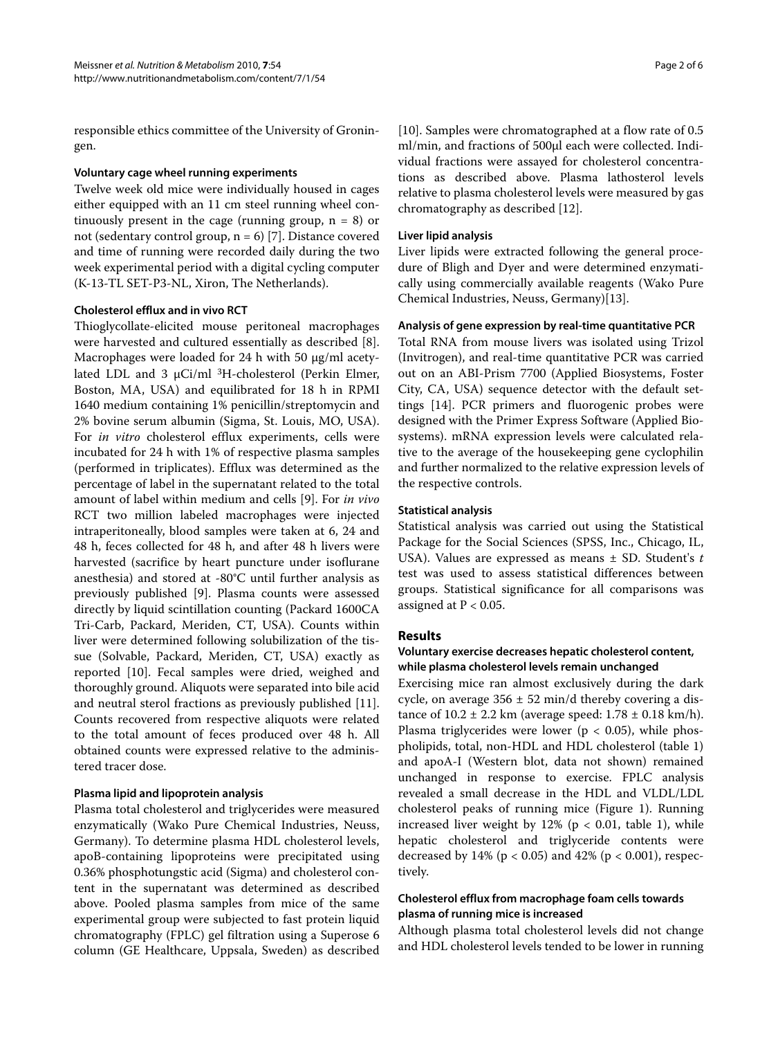responsible ethics committee of the University of Groningen.

#### Voluntary cage wheel running experiments

Twelve week old mice were individually housed in cages either equipped with an 11 cm steel running wheel continuously present in the cage (running group, n = 8) or not (sedentary control group, n = 6) [7]. Distance covered and time of running were recorded daily during the two week experimental period with a digital cycling computer (K-13-TL SET-P3-NL, Xiron, The Netherlands).

#### Cholesterol efflux and in vivo RCT

Thioglycollate-elicited mouse peritoneal macrophages were harvested and cultured essentially as described [8]. Macrophages were loaded for 24 h with 50 μg/ml acetylated LDL and 3 μCi/ml $^{3}$H-cholesterol (Perkin Elmer, Boston, MA, USA) and equilibrated for 18 h in RPMI 1640 medium containing 1% penicillin/streptomycin and 2% bovine serum albumin (Sigma, St. Louis, MO, USA). For *in vitro* cholesterol efflux experiments, cells were incubated for 24 h with 1% of respective plasma samples (performed in triplicates). Efflux was determined as the percentage of label in the supernatant related to the total amount of label within medium and cells [9]. For *in vivo* RCT two million labeled macrophages were injected intraperitoneally, blood samples were taken at 6, 24 and 48 h, feces collected for 48 h, and after 48 h livers were harvested (sacrifice by heart puncture under isoflurane anesthesia) and stored at -80°C until further analysis as previously published [9]. Plasma counts were assessed directly by liquid scintillation counting (Packard 1600CA Tri-Carb, Packard, Meriden, CT, USA). Counts within liver were determined following solubilization of the tissue (Solvable, Packard, Meriden, CT, USA) exactly as reported [10]. Fecal samples were dried, weighed and thoroughly ground. Aliquots were separated into bile acid and neutral sterol fractions as previously published [11]. Counts recovered from respective aliquots were related to the total amount of feces produced over 48 h. All obtained counts were expressed relative to the administered tracer dose.

#### Plasma lipid and lipoprotein analysis

Plasma total cholesterol and triglycerides were measured enzymatically (Wako Pure Chemical Industries, Neuss, Germany). To determine plasma HDL cholesterol levels, apoB-containing lipoproteins were precipitated using 0.36% phosphotungstic acid (Sigma) and cholesterol content in the supernatant was determined as described above. Pooled plasma samples from mice of the same experimental group were subjected to fast protein liquid chromatography (FPLC) gel filtration using a Superose 6 column (GE Healthcare, Uppsala, Sweden) as described [10]. Samples were chromatographed at a flow rate of 0.5 ml/min, and fractions of 500μl each were collected. Individual fractions were assayed for cholesterol concentrations as described above. Plasma lathosterol levels relative to plasma cholesterol levels were measured by gas chromatography as described [12].

#### Liver lipid analysis

Liver lipids were extracted following the general procedure of Bligh and Dyer and were determined enzymatically using commercially available reagents (Wako Pure Chemical Industries, Neuss, Germany)[13].

#### Analysis of gene expression by real-time quantitative PCR

Total RNA from mouse livers was isolated using Trizol (Invitrogen), and real-time quantitative PCR was carried out on an ABI-Prism 7700 (Applied Biosystems, Foster City, CA, USA) sequence detector with the default settings [14]. PCR primers and fluorogenic probes were designed with the Primer Express Software (Applied Biosystems). mRNA expression levels were calculated relative to the average of the housekeeping gene cyclophilin and further normalized to the relative expression levels of the respective controls.

#### Statistical analysis

Statistical analysis was carried out using the Statistical Package for the Social Sciences (SPSS, Inc., Chicago, IL, USA). Values are expressed as means ± SD. Student's *t* test was used to assess statistical differences between groups. Statistical significance for all comparisons was assigned at $P < 0.05$.

## Results

#### Voluntary exercise decreases hepatic cholesterol content, while plasma cholesterol levels remain unchanged

Exercising mice ran almost exclusively during the dark cycle, on average 356 ± 52 min/d thereby covering a distance of 10.2 ± 2.2 km (average speed: 1.78 ± 0.18 km/h). Plasma triglycerides were lower ($p < 0.05$), while phospholipids, total, non-HDL and HDL cholesterol (table 1) and apoA-I (Western blot, data not shown) remained unchanged in response to exercise. FPLC analysis revealed a small decrease in the HDL and VLDL/LDL cholesterol peaks of running mice (Figure 1). Running increased liver weight by 12% ($p < 0.01$, table 1), while hepatic cholesterol and triglyceride contents were decreased by 14% ($p < 0.05$) and 42% ($p < 0.001$), respectively.

#### Cholesterol efflux from macrophage foam cells towards plasma of running mice is increased

Although plasma total cholesterol levels did not change and HDL cholesterol levels tended to be lower in running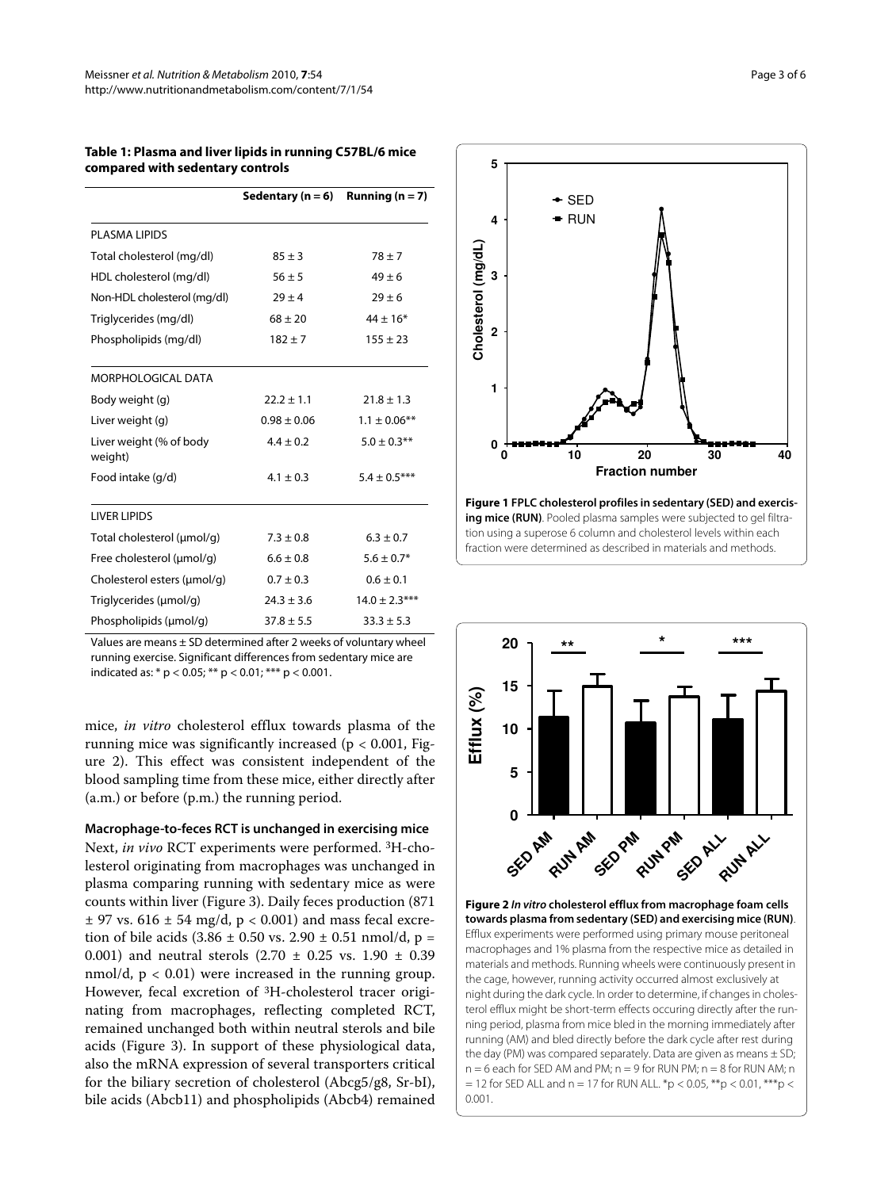**Table 1: Plasma and liver lipids in running C57BL/6 mice compared with sedentary controls**

| | Sedentary (n = 6) | Running (n = 7) |
|---|---|---|
| PLASMA LIPIDS | | |
| Total cholesterol (mg/dl) | 85 ± 3 | 78 ± 7 |
| HDL cholesterol (mg/dl) | 56 ± 5 | 49 ± 6 |
| Non-HDL cholesterol (mg/dl) | 29 ± 4 | 29 ± 6 |
| Triglycerides (mg/dl) | 68 ± 20 | 44 ± 16* |
| Phospholipids (mg/dl) | 182 ± 7 | 155 ± 23 |
| MORPHOLOGICAL DATA | | |
| Body weight (g) | 22.2 ± 1.1 | 21.8 ± 1.3 |
| Liver weight (g) | 0.98 ± 0.06 | 1.1 ± 0.06** |
| Liver weight (% of body weight) | 4.4 ± 0.2 | 5.0 ± 0.3** |
| Food intake (g/d) | 4.1 ± 0.3 | 5.4 ± 0.5*** |
| LIVER LIPIDS | | |
| Total cholesterol (μmol/g) | 7.3 ± 0.8 | 6.3 ± 0.7 |
| Free cholesterol (μmol/g) | 6.6 ± 0.8 | 5.6 ± 0.7* |
| Cholesterol esters (μmol/g) | 0.7 ± 0.3 | 0.6 ± 0.1 |
| Triglycerides (μmol/g) | 24.3 ± 3.6 | 14.0 ± 2.3*** |
| Phospholipids (μmol/g) | 37.8 ± 5.5 | 33.3 ± 5.3 |

Values are means ± SD determined after 2 weeks of voluntary wheel running exercise. Significant differences from sedentary mice are indicated as: * $p < 0.05$; ** $p < 0.01$; *** $p < 0.001$.

mice, *in vitro* cholesterol efflux towards plasma of the running mice was significantly increased ($p < 0.001$, Figure 2). This effect was consistent independent of the blood sampling time from these mice, either directly after (a.m.) or before (p.m.) the running period.

### Macrophage-to-feces RCT is unchanged in exercising mice

Next, *in vivo* RCT experiments were performed. $^{3}$H-cholesterol originating from macrophages was unchanged in plasma comparing running with sedentary mice as were counts within liver (Figure 3). Daily feces production (871 ± 97 vs. 616 ± 54 mg/d, $p < 0.001$) and mass fecal excretion of bile acids (3.86 ± 0.50 vs. 2.90 ± 0.51 nmol/d, $p = 0.001$) and neutral sterols (2.70 ± 0.25 vs. 1.90 ± 0.39 nmol/d, $p < 0.01$) were increased in the running group. However, fecal excretion of $^{3}$H-cholesterol tracer originating from macrophages, reflecting completed RCT, remained unchanged both within neutral sterols and bile acids (Figure 3). In support of these physiological data, also the mRNA expression of several transporters critical for the biliary secretion of cholesterol (Abcg5/g8, Sr-bI), bile acids (Abcb11) and phospholipids (Abcb4) remained

**Figure 1 FPLC cholesterol profiles in sedentary (SED) and exercising mice (RUN)**. Pooled plasma samples were subjected to gel filtration using a superose 6 column and cholesterol levels within each fraction were determined as described in materials and methods.

**Figure 2 *In vitro* cholesterol efflux from macrophage foam cells towards plasma from sedentary (SED) and exercising mice (RUN)**. Efflux experiments were performed using primary mouse peritoneal macrophages and 1% plasma from the respective mice as detailed in materials and methods. Running wheels were continuously present in the cage, however, running activity occurred almost exclusively at night during the dark cycle. In order to determine, if changes in cholesterol efflux might be short-term effects occuring directly after the running period, plasma from mice bled in the morning immediately after running (AM) and bled directly before the dark cycle after rest during the day (PM) was compared separately. Data are given as means ± SD; n = 6 each for SED AM and PM; n = 9 for RUN PM; n = 8 for RUN AM; n = 12 for SED ALL and n = 17 for RUN ALL. *$p < 0.05$, **$p < 0.01$, ***$p < 0.001$.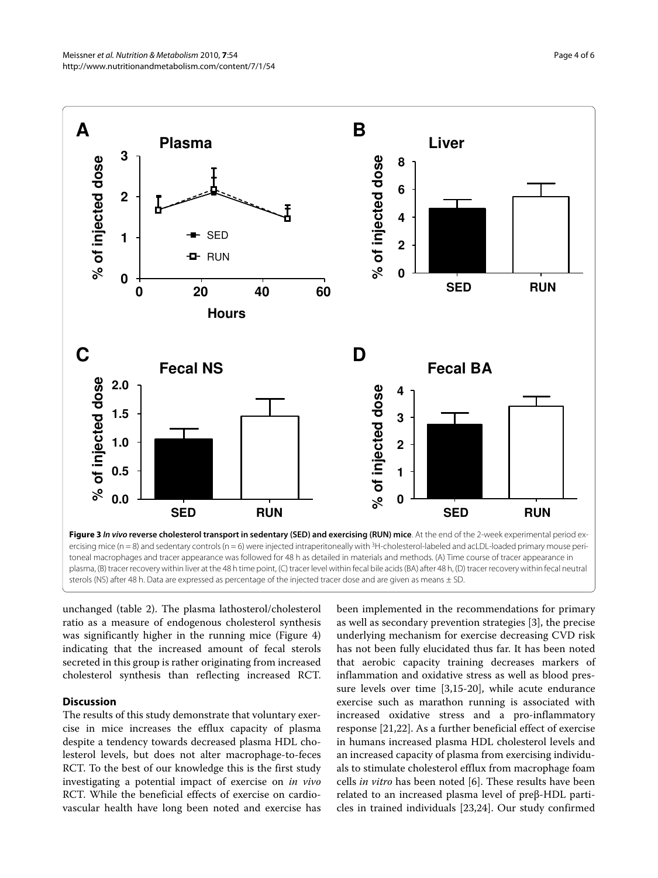**Figure 3** ***In vivo*** **reverse cholesterol transport in sedentary (SED) and exercising (RUN) mice**. At the end of the 2-week experimental period exercising mice (n = 8) and sedentary controls (n = 6) were injected intraperitoneally with $^{3}$H-cholesterol-labeled and acLDL-loaded primary mouse peritoneal macrophages and tracer appearance was followed for 48 h as detailed in materials and methods. (A) Time course of tracer appearance in plasma, (B) tracer recovery within liver at the 48 h time point, (C) tracer level within fecal bile acids (BA) after 48 h, (D) tracer recovery within fecal neutral sterols (NS) after 48 h. Data are expressed as percentage of the injected tracer dose and are given as means ± SD.

unchanged (table 2). The plasma lathosterol/cholesterol ratio as a measure of endogenous cholesterol synthesis was significantly higher in the running mice (Figure 4) indicating that the increased amount of fecal sterols secreted in this group is rather originating from increased cholesterol synthesis than reflecting increased RCT.

## Discussion

The results of this study demonstrate that voluntary exercise in mice increases the efflux capacity of plasma despite a tendency towards decreased plasma HDL cholesterol levels, but does not alter macrophage-to-feces RCT. To the best of our knowledge this is the first study investigating a potential impact of exercise on *in vivo* RCT. While the beneficial effects of exercise on cardiovascular health have long been noted and exercise has been implemented in the recommendations for primary as well as secondary prevention strategies [3], the precise underlying mechanism for exercise decreasing CVD risk has not been fully elucidated thus far. It has been noted that aerobic capacity training decreases markers of inflammation and oxidative stress as well as blood pressure levels over time [3,15-20], while acute endurance exercise such as marathon running is associated with increased oxidative stress and a pro-inflammatory response [21,22]. As a further beneficial effect of exercise in humans increased plasma HDL cholesterol levels and an increased capacity of plasma from exercising individuals to stimulate cholesterol efflux from macrophage foam cells *in vitro* has been noted [6]. These results have been related to an increased plasma level of preβ-HDL particles in trained individuals [23,24]. Our study confirmed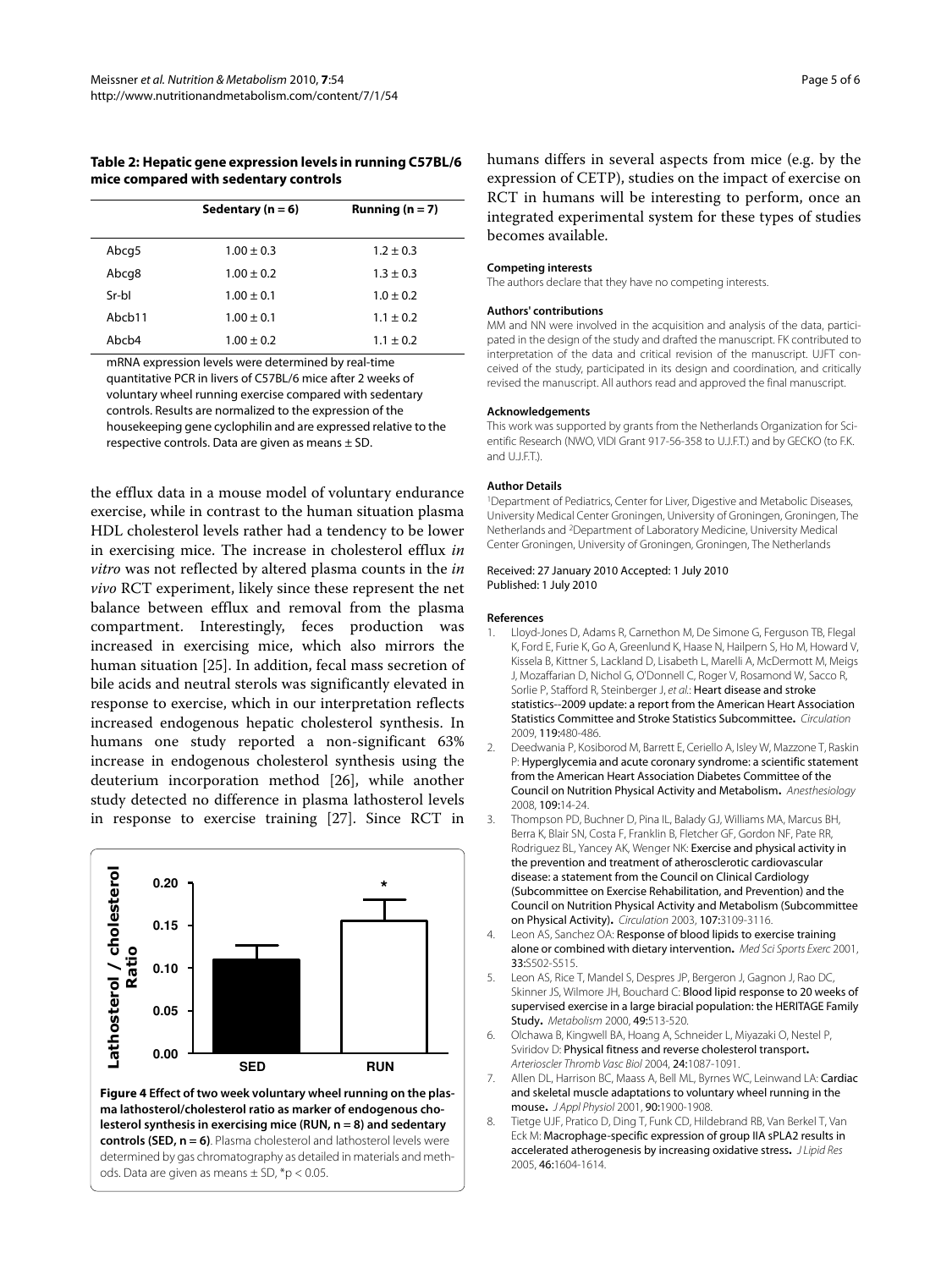**Table 2: Hepatic gene expression levels in running C57BL/6 mice compared with sedentary controls**

| | Sedentary (n = 6) | Running (n = 7) |
|---|---|---|
| Abcg5 | 1.00 ± 0.3 | 1.2 ± 0.3 |
| Abcg8 | 1.00 ± 0.2 | 1.3 ± 0.3 |
| Sr-bI | 1.00 ± 0.1 | 1.0 ± 0.2 |
| Abcb11 | 1.00 ± 0.1 | 1.1 ± 0.2 |
| Abcb4 | 1.00 ± 0.2 | 1.1 ± 0.2 |

mRNA expression levels were determined by real-time quantitative PCR in livers of C57BL/6 mice after 2 weeks of voluntary wheel running exercise compared with sedentary controls. Results are normalized to the expression of the housekeeping gene cyclophilin and are expressed relative to the respective controls. Data are given as means ± SD.

the efflux data in a mouse model of voluntary endurance exercise, while in contrast to the human situation plasma HDL cholesterol levels rather had a tendency to be lower in exercising mice. The increase in cholesterol efflux *in vitro* was not reflected by altered plasma counts in the *in vivo* RCT experiment, likely since these represent the net balance between efflux and removal from the plasma compartment. Interestingly, feces production was increased in exercising mice, which also mirrors the human situation [25]. In addition, fecal mass secretion of bile acids and neutral sterols was significantly elevated in response to exercise, which in our interpretation reflects increased endogenous hepatic cholesterol synthesis. In humans one study reported a non-significant 63% increase in endogenous cholesterol synthesis using the deuterium incorporation method [26], while another study detected no difference in plasma lathosterol levels in response to exercise training [27]. Since RCT in humans differs in several aspects from mice (e.g. by the expression of CETP), studies on the impact of exercise on RCT in humans will be interesting to perform, once an integrated experimental system for these types of studies becomes available.

**Figure 4 Effect of two week voluntary wheel running on the plasma lathosterol/cholesterol ratio as marker of endogenous cholesterol synthesis in exercising mice (RUN, n = 8) and sedentary controls (SED, n = 6)**. Plasma cholesterol and lathosterol levels were determined by gas chromatography as detailed in materials and methods. Data are given as means ± SD, *$p < 0.05$.

#### Competing interests

The authors declare that they have no competing interests.

#### Authors' contributions

MM and NN were involved in the acquisition and analysis of the data, participated in the design of the study and drafted the manuscript. FK contributed to interpretation of the data and critical revision of the manuscript. UJFT conceived of the study, participated in its design and coordination, and critically revised the manuscript. All authors read and approved the final manuscript.

#### Acknowledgements

This work was supported by grants from the Netherlands Organization for Scientific Research (NWO, VIDI Grant 917-56-358 to U.J.F.T.) and by GECKO (to F.K. and U.J.F.T.).

#### Author Details

[1]Department of Pediatrics, Center for Liver, Digestive and Metabolic Diseases, University Medical Center Groningen, University of Groningen, Groningen, The Netherlands and [2]Department of Laboratory Medicine, University Medical Center Groningen, University of Groningen, Groningen, The Netherlands

Received: 27 January 2010 Accepted: 1 July 2010
Published: 1 July 2010

#### References

1. Lloyd-Jones D, Adams R, Carnethon M, De Simone G, Ferguson TB, Flegal K, Ford E, Furie K, Go A, Greenlund K, Haase N, Hailpern S, Ho M, Howard V, Kissela B, Kittner S, Lackland D, Lisabeth L, Marelli A, McDermott M, Meigs J, Mozaffarian D, Nichol G, O'Donnell C, Roger V, Rosamond W, Sacco R, Sorlie P, Stafford R, Steinberger J, *et al.*: **Heart disease and stroke statistics--2009 update: a report from the American Heart Association Statistics Committee and Stroke Statistics Subcommittee.** *Circulation* 2009, **119:**480-486.
2. Deedwania P, Kosiborod M, Barrett E, Ceriello A, Isley W, Mazzone T, Raskin P: **Hyperglycemia and acute coronary syndrome: a scientific statement from the American Heart Association Diabetes Committee of the Council on Nutrition Physical Activity and Metabolism.** *Anesthesiology* 2008, **109:**14-24.
3. Thompson PD, Buchner D, Pina IL, Balady GJ, Williams MA, Marcus BH, Berra K, Blair SN, Costa F, Franklin B, Fletcher GF, Gordon NF, Pate RR, Rodriguez BL, Yancey AK, Wenger NK: **Exercise and physical activity in the prevention and treatment of atherosclerotic cardiovascular disease: a statement from the Council on Clinical Cardiology (Subcommittee on Exercise Rehabilitation, and Prevention) and the Council on Nutrition Physical Activity and Metabolism (Subcommittee on Physical Activity).** *Circulation* 2003, **107:**3109-3116.
4. Leon AS, Sanchez OA: **Response of blood lipids to exercise training alone or combined with dietary intervention.** *Med Sci Sports Exerc* 2001, **33:**S502-S515.
5. Leon AS, Rice T, Mandel S, Despres JP, Bergeron J, Gagnon J, Rao DC, Skinner JS, Wilmore JH, Bouchard C: **Blood lipid response to 20 weeks of supervised exercise in a large biracial population: the HERITAGE Family Study.** *Metabolism* 2000, **49:**513-520.
6. Olchawa B, Kingwell BA, Hoang A, Schneider L, Miyazaki O, Nestel P, Sviridov D: **Physical fitness and reverse cholesterol transport.** *Arterioscler Thromb Vasc Biol* 2004, **24:**1087-1091.
7. Allen DL, Harrison BC, Maass A, Bell ML, Byrnes WC, Leinwand LA: **Cardiac and skeletal muscle adaptations to voluntary wheel running in the mouse.** *J Appl Physiol* 2001, **90:**1900-1908.
8. Tietge UJF, Pratico D, Ding T, Funk CD, Hildebrand RB, Van Berkel T, Van Eck M: **Macrophage-specific expression of group IIA sPLA2 results in accelerated atherogenesis by increasing oxidative stress.** *J Lipid Res* 2005, **46:**1604-1614.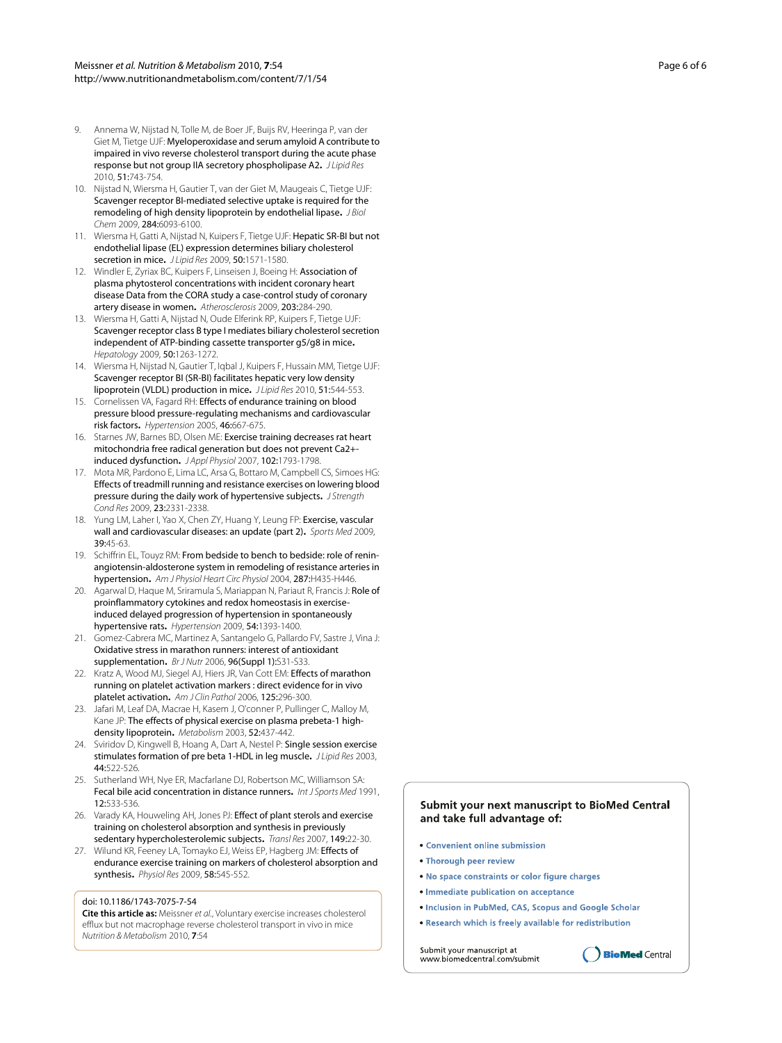9. Annema W, Nijstad N, Tolle M, de Boer JF, Buijs RV, Heeringa P, van der Giet M, Tietge UJF: **Myeloperoxidase and serum amyloid A contribute to impaired in vivo reverse cholesterol transport during the acute phase response but not group IIA secretory phospholipase A2.** *J Lipid Res* 2010, **51**:743-754.
10. Nijstad N, Wiersma H, Gautier T, van der Giet M, Maugeais C, Tietge UJF: **Scavenger receptor BI-mediated selective uptake is required for the remodeling of high density lipoprotein by endothelial lipase.** *J Biol Chem* 2009, **284**:6093-6100.
11. Wiersma H, Gatti A, Nijstad N, Kuipers F, Tietge UJF: **Hepatic SR-BI but not endothelial lipase (EL) expression determines biliary cholesterol secretion in mice.** *J Lipid Res* 2009, **50**:1571-1580.
12. Windler E, Zyriax BC, Kuipers F, Linseisen J, Boeing H: **Association of plasma phytosterol concentrations with incident coronary heart disease Data from the CORA study a case-control study of coronary artery disease in women.** *Atherosclerosis* 2009, **203**:284-290.
13. Wiersma H, Gatti A, Nijstad N, Oude Elferink RP, Kuipers F, Tietge UJF: **Scavenger receptor class B type I mediates biliary cholesterol secretion independent of ATP-binding cassette transporter g5/g8 in mice.** *Hepatology* 2009, **50**:1263-1272.
14. Wiersma H, Nijstad N, Gautier T, Iqbal J, Kuipers F, Hussain MM, Tietge UJF: **Scavenger receptor BI (SR-BI) facilitates hepatic very low density lipoprotein (VLDL) production in mice.** *J Lipid Res* 2010, **51**:544-553.
15. Cornelissen VA, Fagard RH: **Effects of endurance training on blood pressure blood pressure-regulating mechanisms and cardiovascular risk factors.** *Hypertension* 2005, **46**:667-675.
16. Starnes JW, Barnes BD, Olsen ME: **Exercise training decreases rat heart mitochondria free radical generation but does not prevent Ca2+-induced dysfunction.** *J Appl Physiol* 2007, **102**:1793-1798.
17. Mota MR, Pardono E, Lima LC, Arsa G, Bottaro M, Campbell CS, Simoes HG: **Effects of treadmill running and resistance exercises on lowering blood pressure during the daily work of hypertensive subjects.** *J Strength Cond Res* 2009, **23**:2331-2338.
18. Yung LM, Laher I, Yao X, Chen ZY, Huang Y, Leung FP: **Exercise, vascular wall and cardiovascular diseases: an update (part 2).** *Sports Med* 2009, **39**:45-63.
19. Schiffrin EL, Touyz RM: **From bedside to bench to bedside: role of renin-angiotensin-aldosterone system in remodeling of resistance arteries in hypertension.** *Am J Physiol Heart Circ Physiol* 2004, **287**:H435-H446.
20. Agarwal D, Haque M, Sriramula S, Mariappan N, Pariaut R, Francis J: **Role of proinflammatory cytokines and redox homeostasis in exercise-induced delayed progression of hypertension in spontaneously hypertensive rats.** *Hypertension* 2009, **54**:1393-1400.
21. Gomez-Cabrera MC, Martinez A, Santangelo G, Pallardo FV, Sastre J, Vina J: **Oxidative stress in marathon runners: interest of antioxidant supplementation.** *Br J Nutr* 2006, **96(Suppl 1)**:S31-S33.
22. Kratz A, Wood MJ, Siegel AJ, Hiers JR, Van Cott EM: **Effects of marathon running on platelet activation markers : direct evidence for in vivo platelet activation.** *Am J Clin Pathol* 2006, **125**:296-300.
23. Jafari M, Leaf DA, Macrae H, Kasem J, O'conner P, Pullinger C, Malloy M, Kane JP: **The effects of physical exercise on plasma prebeta-1 high-density lipoprotein.** *Metabolism* 2003, **52**:437-442.
24. Sviridov D, Kingwell B, Hoang A, Dart A, Nestel P: **Single session exercise stimulates formation of pre beta 1-HDL in leg muscle.** *J Lipid Res* 2003, **44**:522-526.
25. Sutherland WH, Nye ER, Macfarlane DJ, Robertson MC, Williamson SA: **Fecal bile acid concentration in distance runners.** *Int J Sports Med* 1991, **12**:533-536.
26. Varady KA, Houweling AH, Jones PJ: **Effect of plant sterols and exercise training on cholesterol absorption and synthesis in previously sedentary hypercholesterolemic subjects.** *Transl Res* 2007, **149**:22-30.
27. Wilund KR, Feeney LA, Tomayko EJ, Weiss EP, Hagberg JM: **Effects of endurance exercise training on markers of cholesterol absorption and synthesis.** *Physiol Res* 2009, **58**:545-552.

doi: 10.1186/1743-7075-7-54

**Cite this article as:** Meissner *et al.*, Voluntary exercise increases cholesterol efflux but not macrophage reverse cholesterol transport in vivo in mice *Nutrition & Metabolism* 2010, **7**:54

**Submit your next manuscript to BioMed Central and take full advantage of:**

- Convenient online submission
- Thorough peer review
- No space constraints or color figure charges
- Immediate publication on acceptance
- Inclusion in PubMed, CAS, Scopus and Google Scholar
- Research which is freely available for redistribution

Submit your manuscript at www.biomedcentral.com/submit

BioMed Central